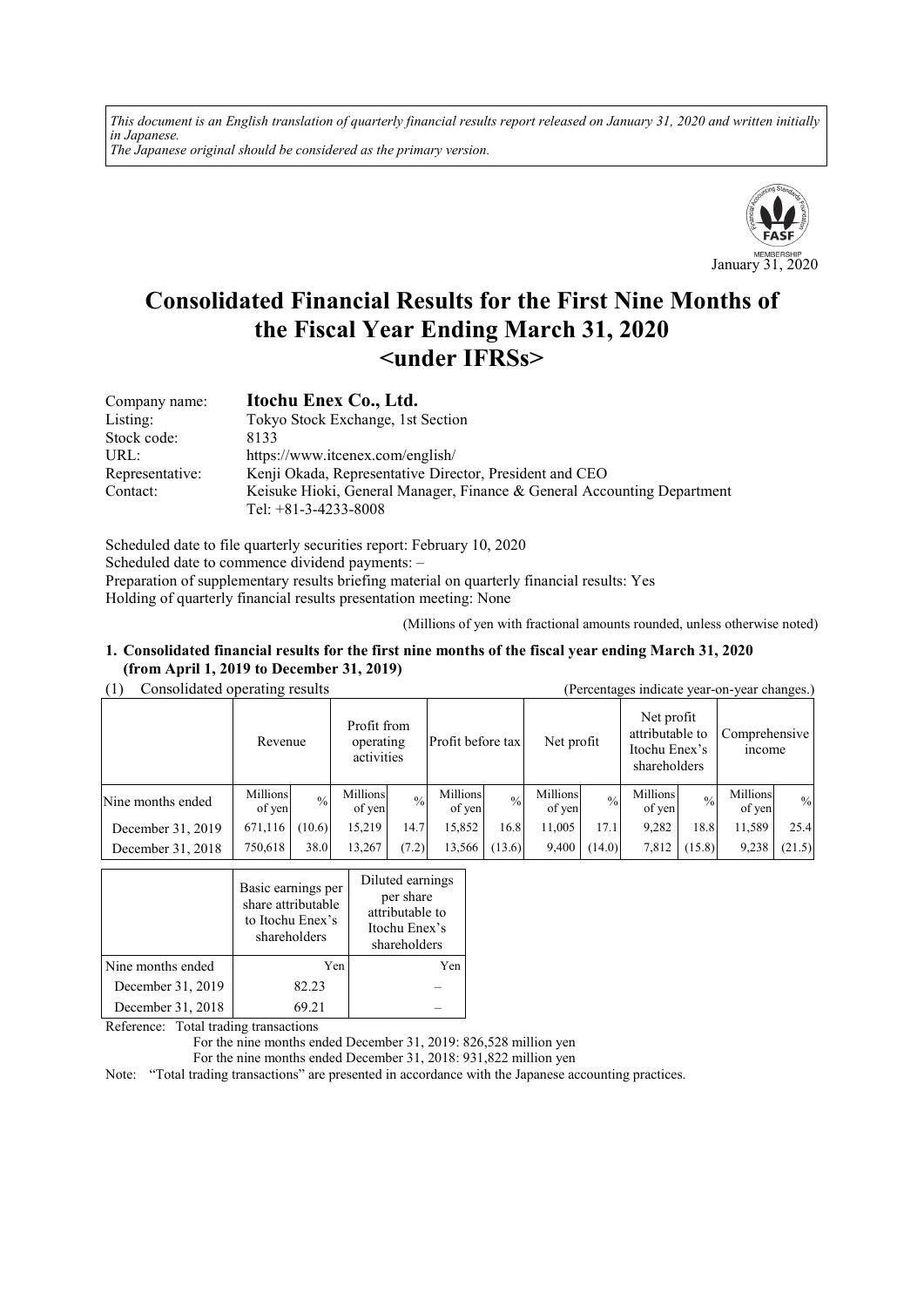*This document is an English translation of quarterly financial results report released on January 31, 2020 and written initially in Japanese.*
*The Japanese original should be considered as the primary version.*

January 31, 2020

# Consolidated Financial Results for the First Nine Months of the Fiscal Year Ending March 31, 2020 <under IFRSs>

| | |
|---|---|
| Company name: | **Itochu Enex Co., Ltd.** |
| Listing: | Tokyo Stock Exchange, 1st Section |
| Stock code: | 8133 |
| URL: | https://www.itcenex.com/english/ |
| Representative: | Kenji Okada, Representative Director, President and CEO |
| Contact: | Keisuke Hioki, General Manager, Finance & General Accounting Department<br>Tel: +81-3-4233-8008 |

Scheduled date to file quarterly securities report: February 10, 2020
Scheduled date to commence dividend payments: –
Preparation of supplementary results briefing material on quarterly financial results: Yes
Holding of quarterly financial results presentation meeting: None

(Millions of yen with fractional amounts rounded, unless otherwise noted)

## 1. Consolidated financial results for the first nine months of the fiscal year ending March 31, 2020 (from April 1, 2019 to December 31, 2019)

(1) Consolidated operating results (Percentages indicate year-on-year changes.)

| | Revenue | | Profit from operating activities | | Profit before tax | | Net profit | | Net profit attributable to Itochu Enex's shareholders | | Comprehensive income | |
|---|---|---|---|---|---|---|---|---|---|---|---|---|
| Nine months ended | Millions of yen | % | Millions of yen | % | Millions of yen | % | Millions of yen | % | Millions of yen | % | Millions of yen | % |
| December 31, 2019 | 671,116 | (10.6) | 15,219 | 14.7 | 15,852 | 16.8 | 11,005 | 17.1 | 9,282 | 18.8 | 11,589 | 25.4 |
| December 31, 2018 | 750,618 | 38.0 | 13,267 | (7.2) | 13,566 | (13.6) | 9,400 | (14.0) | 7,812 | (15.8) | 9,238 | (21.5) |

| | Basic earnings per share attributable to Itochu Enex's shareholders | Diluted earnings per share attributable to Itochu Enex's shareholders |
|---|---|---|
| Nine months ended | Yen | Yen |
| December 31, 2019 | 82.23 | – |
| December 31, 2018 | 69.21 | – |

Reference: Total trading transactions
For the nine months ended December 31, 2019: 826,528 million yen
For the nine months ended December 31, 2018: 931,822 million yen

Note: "Total trading transactions" are presented in accordance with the Japanese accounting practices.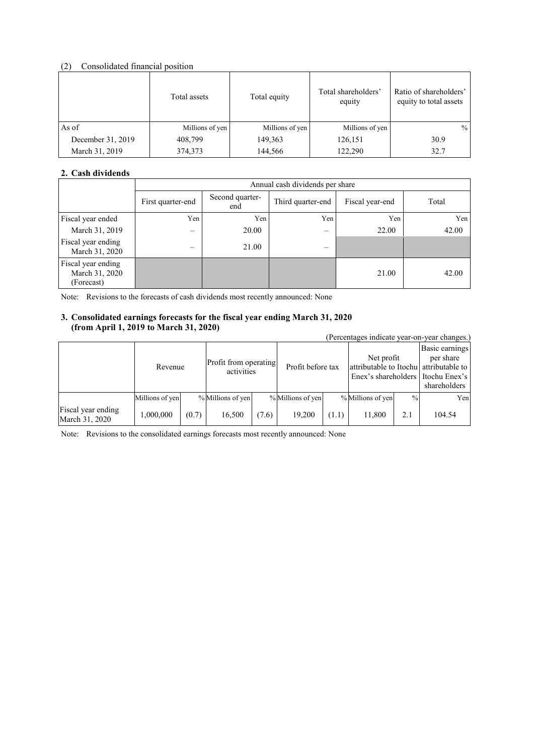(2) Consolidated financial position

| | Total assets | Total equity | Total shareholders' equity | Ratio of shareholders' equity to total assets |
|---|---|---|---|---|
| As of | Millions of yen | Millions of yen | Millions of yen | % |
| December 31, 2019 | 408,799 | 149,363 | 126,151 | 30.9 |
| March 31, 2019 | 374,373 | 144,566 | 122,290 | 32.7 |

## 2. Cash dividends

| | Annual cash dividends per share | | | | |
|---|---|---|---|---|---|
| | First quarter-end | Second quarter-end | Third quarter-end | Fiscal year-end | Total |
| Fiscal year ended | Yen | Yen | Yen | Yen | Yen |
| March 31, 2019 | – | 20.00 | – | 22.00 | 42.00 |
| Fiscal year ending March 31, 2020 | – | 21.00 | – | | |
| Fiscal year ending March 31, 2020 (Forecast) | | | | 21.00 | 42.00 |

Note: Revisions to the forecasts of cash dividends most recently announced: None

## 3. Consolidated earnings forecasts for the fiscal year ending March 31, 2020 (from April 1, 2019 to March 31, 2020)

(Percentages indicate year-on-year changes.)

| | Revenue | | Profit from operating activities | | Profit before tax | | Net profit attributable to Itochu Enex's shareholders | | Basic earnings per share attributable to Itochu Enex's shareholders |
|---|---|---|---|---|---|---|---|---|---|
| | Millions of yen | % | Millions of yen | % | Millions of yen | % | Millions of yen | % | Yen |
| Fiscal year ending March 31, 2020 | 1,000,000 | (0.7) | 16,500 | (7.6) | 19,200 | (1.1) | 11,800 | 2.1 | 104.54 |

Note: Revisions to the consolidated earnings forecasts most recently announced: None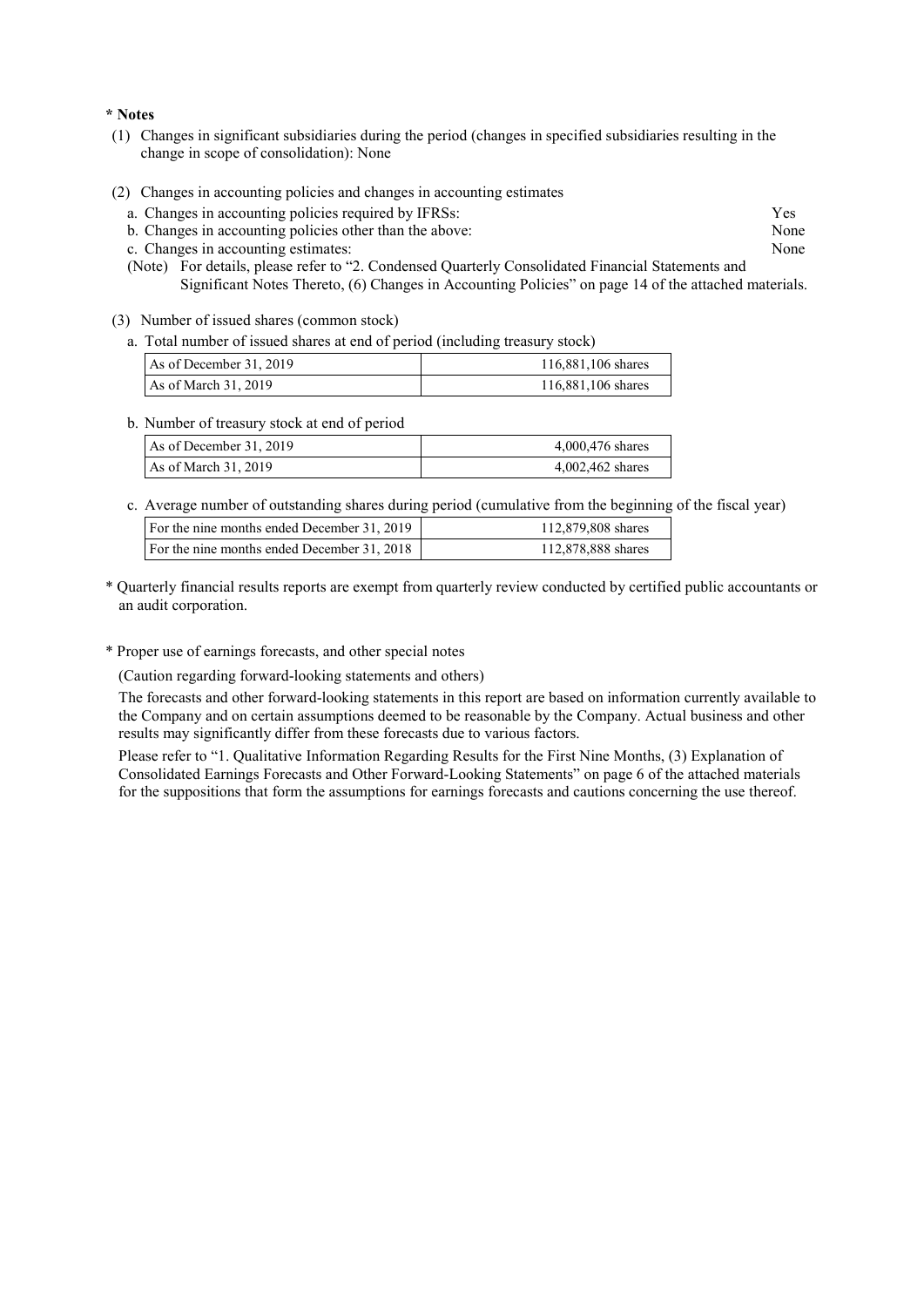**\* Notes**

(1) Changes in significant subsidiaries during the period (changes in specified subsidiaries resulting in the change in scope of consolidation): None

(2) Changes in accounting policies and changes in accounting estimates

a. Changes in accounting policies required by IFRSs: Yes

b. Changes in accounting policies other than the above: None

c. Changes in accounting estimates: None

(Note) For details, please refer to "2. Condensed Quarterly Consolidated Financial Statements and Significant Notes Thereto, (6) Changes in Accounting Policies" on page 14 of the attached materials.

(3) Number of issued shares (common stock)

a. Total number of issued shares at end of period (including treasury stock)

| | |
|---|---|
| As of December 31, 2019 | 116,881,106 shares |
| As of March 31, 2019 | 116,881,106 shares |

b. Number of treasury stock at end of period

| | |
|---|---|
| As of December 31, 2019 | 4,000,476 shares |
| As of March 31, 2019 | 4,002,462 shares |

c. Average number of outstanding shares during period (cumulative from the beginning of the fiscal year)

| | |
|---|---|
| For the nine months ended December 31, 2019 | 112,879,808 shares |
| For the nine months ended December 31, 2018 | 112,878,888 shares |

\* Quarterly financial results reports are exempt from quarterly review conducted by certified public accountants or an audit corporation.

\* Proper use of earnings forecasts, and other special notes

(Caution regarding forward-looking statements and others)

The forecasts and other forward-looking statements in this report are based on information currently available to the Company and on certain assumptions deemed to be reasonable by the Company. Actual business and other results may significantly differ from these forecasts due to various factors.

Please refer to "1. Qualitative Information Regarding Results for the First Nine Months, (3) Explanation of Consolidated Earnings Forecasts and Other Forward-Looking Statements" on page 6 of the attached materials for the suppositions that form the assumptions for earnings forecasts and cautions concerning the use thereof.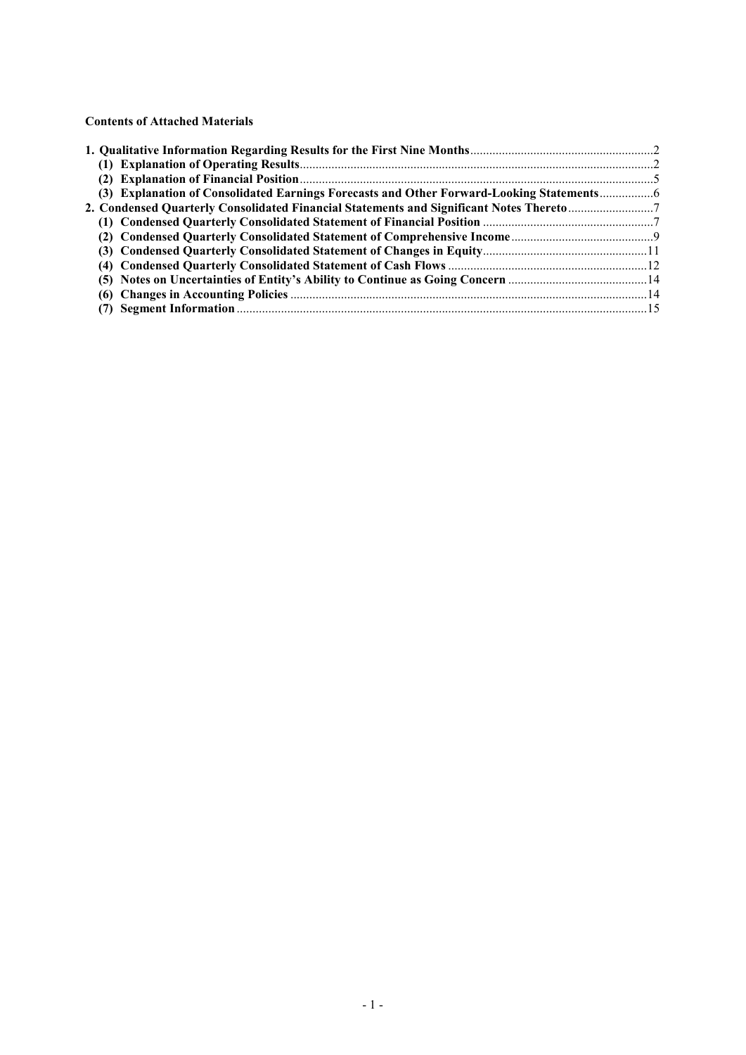**Contents of Attached Materials**

**1. Qualitative Information Regarding Results for the First Nine Months** ..........2
- **(1) Explanation of Operating Results** ..........2
- **(2) Explanation of Financial Position** ..........5
- **(3) Explanation of Consolidated Earnings Forecasts and Other Forward-Looking Statements** ..........6

**2. Condensed Quarterly Consolidated Financial Statements and Significant Notes Thereto** ..........7
- **(1) Condensed Quarterly Consolidated Statement of Financial Position** ..........7
- **(2) Condensed Quarterly Consolidated Statement of Comprehensive Income** ..........9
- **(3) Condensed Quarterly Consolidated Statement of Changes in Equity** ..........11
- **(4) Condensed Quarterly Consolidated Statement of Cash Flows** ..........12
- **(5) Notes on Uncertainties of Entity's Ability to Continue as Going Concern** ..........14
- **(6) Changes in Accounting Policies** ..........14
- **(7) Segment Information** ..........15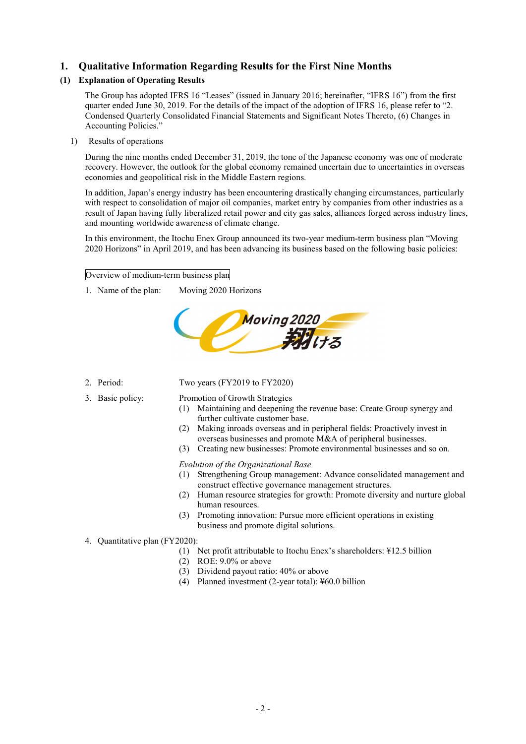# 1. Qualitative Information Regarding Results for the First Nine Months

## (1) Explanation of Operating Results

The Group has adopted IFRS 16 "Leases" (issued in January 2016; hereinafter, "IFRS 16") from the first quarter ended June 30, 2019. For the details of the impact of the adoption of IFRS 16, please refer to "2. Condensed Quarterly Consolidated Financial Statements and Significant Notes Thereto, (6) Changes in Accounting Policies."

1) Results of operations

During the nine months ended December 31, 2019, the tone of the Japanese economy was one of moderate recovery. However, the outlook for the global economy remained uncertain due to uncertainties in overseas economies and geopolitical risk in the Middle Eastern regions.

In addition, Japan's energy industry has been encountering drastically changing circumstances, particularly with respect to consolidation of major oil companies, market entry by companies from other industries as a result of Japan having fully liberalized retail power and city gas sales, alliances forged across industry lines, and mounting worldwide awareness of climate change.

In this environment, the Itochu Enex Group announced its two-year medium-term business plan "Moving 2020 Horizons" in April 2019, and has been advancing its business based on the following basic policies:

Overview of medium-term business plan

1. Name of the plan: Moving 2020 Horizons

Moving 2020 翔ける

2. Period: Two years (FY2019 to FY2020)

3. Basic policy: Promotion of Growth Strategies
   - (1) Maintaining and deepening the revenue base: Create Group synergy and further cultivate customer base.
   - (2) Making inroads overseas and in peripheral fields: Proactively invest in overseas businesses and promote M&A of peripheral businesses.
   - (3) Creating new businesses: Promote environmental businesses and so on.

   *Evolution of the Organizational Base*
   - (1) Strengthening Group management: Advance consolidated management and construct effective governance management structures.
   - (2) Human resource strategies for growth: Promote diversity and nurture global human resources.
   - (3) Promoting innovation: Pursue more efficient operations in existing business and promote digital solutions.

4. Quantitative plan (FY2020):
   - (1) Net profit attributable to Itochu Enex's shareholders: ¥12.5 billion
   - (2) ROE: 9.0% or above
   - (3) Dividend payout ratio: 40% or above
   - (4) Planned investment (2-year total): ¥60.0 billion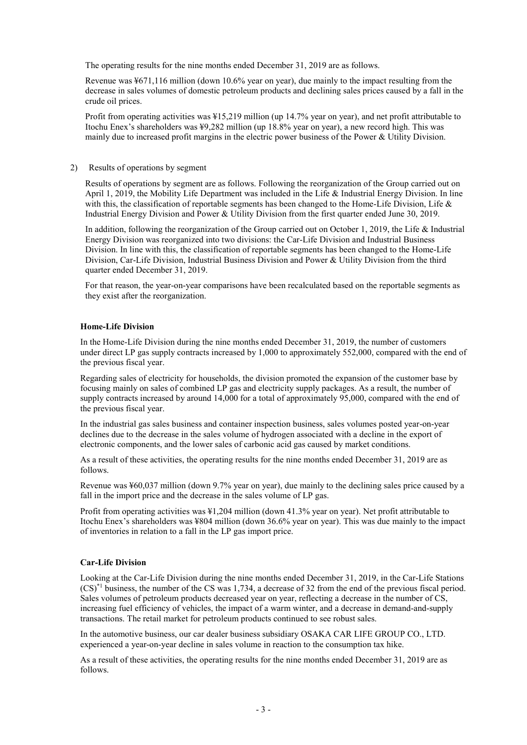The operating results for the nine months ended December 31, 2019 are as follows.

Revenue was ¥671,116 million (down 10.6% year on year), due mainly to the impact resulting from the decrease in sales volumes of domestic petroleum products and declining sales prices caused by a fall in the crude oil prices.

Profit from operating activities was ¥15,219 million (up 14.7% year on year), and net profit attributable to Itochu Enex's shareholders was ¥9,282 million (up 18.8% year on year), a new record high. This was mainly due to increased profit margins in the electric power business of the Power & Utility Division.

2) Results of operations by segment

Results of operations by segment are as follows. Following the reorganization of the Group carried out on April 1, 2019, the Mobility Life Department was included in the Life & Industrial Energy Division. In line with this, the classification of reportable segments has been changed to the Home-Life Division, Life & Industrial Energy Division and Power & Utility Division from the first quarter ended June 30, 2019.

In addition, following the reorganization of the Group carried out on October 1, 2019, the Life & Industrial Energy Division was reorganized into two divisions: the Car-Life Division and Industrial Business Division. In line with this, the classification of reportable segments has been changed to the Home-Life Division, Car-Life Division, Industrial Business Division and Power & Utility Division from the third quarter ended December 31, 2019.

For that reason, the year-on-year comparisons have been recalculated based on the reportable segments as they exist after the reorganization.

**Home-Life Division**

In the Home-Life Division during the nine months ended December 31, 2019, the number of customers under direct LP gas supply contracts increased by 1,000 to approximately 552,000, compared with the end of the previous fiscal year.

Regarding sales of electricity for households, the division promoted the expansion of the customer base by focusing mainly on sales of combined LP gas and electricity supply packages. As a result, the number of supply contracts increased by around 14,000 for a total of approximately 95,000, compared with the end of the previous fiscal year.

In the industrial gas sales business and container inspection business, sales volumes posted year-on-year declines due to the decrease in the sales volume of hydrogen associated with a decline in the export of electronic components, and the lower sales of carbonic acid gas caused by market conditions.

As a result of these activities, the operating results for the nine months ended December 31, 2019 are as follows.

Revenue was ¥60,037 million (down 9.7% year on year), due mainly to the declining sales price caused by a fall in the import price and the decrease in the sales volume of LP gas.

Profit from operating activities was ¥1,204 million (down 41.3% year on year). Net profit attributable to Itochu Enex's shareholders was ¥804 million (down 36.6% year on year). This was due mainly to the impact of inventories in relation to a fall in the LP gas import price.

**Car-Life Division**

Looking at the Car-Life Division during the nine months ended December 31, 2019, in the Car-Life Stations (CS)[*1] business, the number of the CS was 1,734, a decrease of 32 from the end of the previous fiscal period. Sales volumes of petroleum products decreased year on year, reflecting a decrease in the number of CS, increasing fuel efficiency of vehicles, the impact of a warm winter, and a decrease in demand-and-supply transactions. The retail market for petroleum products continued to see robust sales.

In the automotive business, our car dealer business subsidiary OSAKA CAR LIFE GROUP CO., LTD. experienced a year-on-year decline in sales volume in reaction to the consumption tax hike.

As a result of these activities, the operating results for the nine months ended December 31, 2019 are as follows.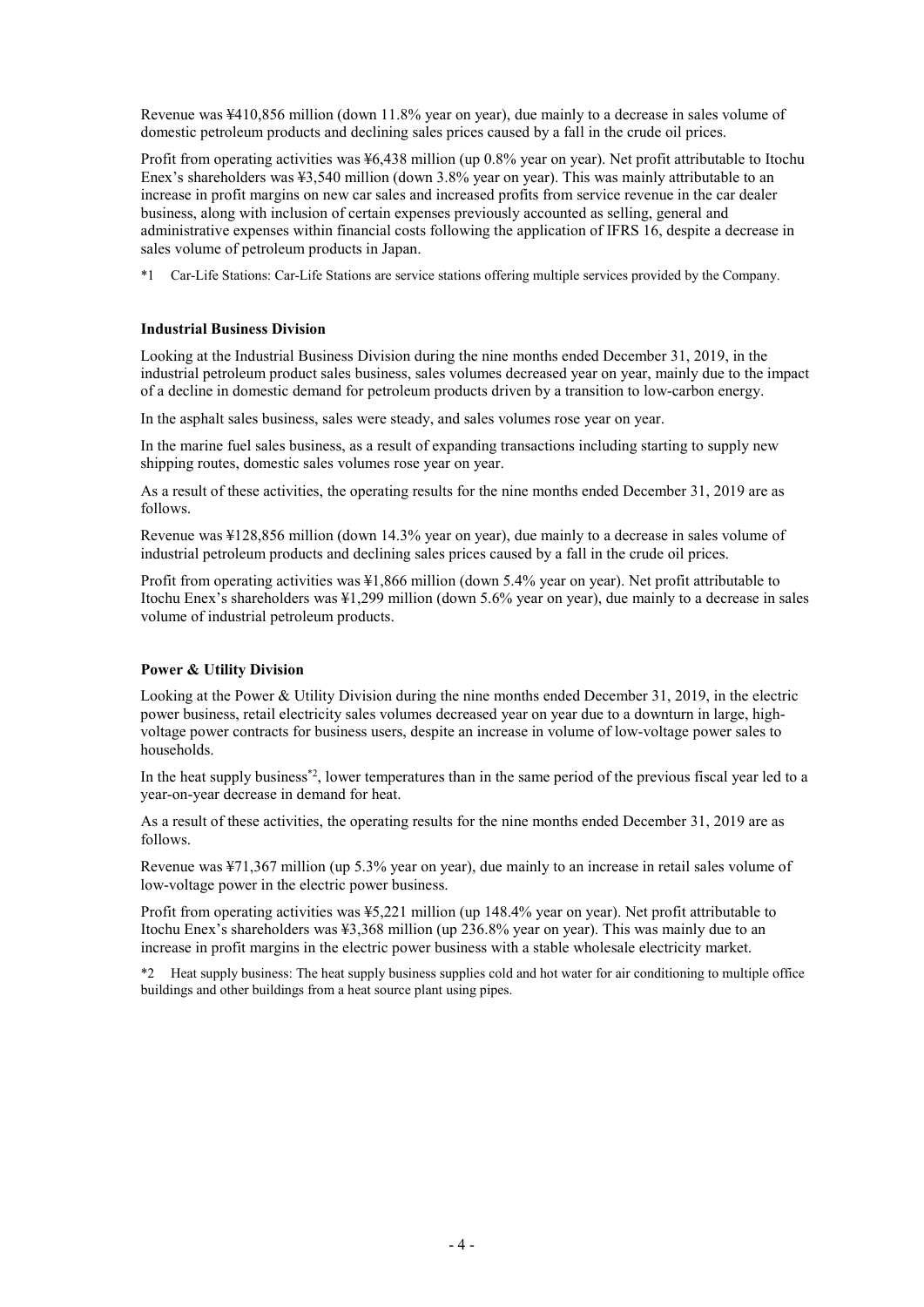Revenue was ¥410,856 million (down 11.8% year on year), due mainly to a decrease in sales volume of domestic petroleum products and declining sales prices caused by a fall in the crude oil prices.

Profit from operating activities was ¥6,438 million (up 0.8% year on year). Net profit attributable to Itochu Enex's shareholders was ¥3,540 million (down 3.8% year on year). This was mainly attributable to an increase in profit margins on new car sales and increased profits from service revenue in the car dealer business, along with inclusion of certain expenses previously accounted as selling, general and administrative expenses within financial costs following the application of IFRS 16, despite a decrease in sales volume of petroleum products in Japan.

*1 Car-Life Stations: Car-Life Stations are service stations offering multiple services provided by the Company.

**Industrial Business Division**

Looking at the Industrial Business Division during the nine months ended December 31, 2019, in the industrial petroleum product sales business, sales volumes decreased year on year, mainly due to the impact of a decline in domestic demand for petroleum products driven by a transition to low-carbon energy.

In the asphalt sales business, sales were steady, and sales volumes rose year on year.

In the marine fuel sales business, as a result of expanding transactions including starting to supply new shipping routes, domestic sales volumes rose year on year.

As a result of these activities, the operating results for the nine months ended December 31, 2019 are as follows.

Revenue was ¥128,856 million (down 14.3% year on year), due mainly to a decrease in sales volume of industrial petroleum products and declining sales prices caused by a fall in the crude oil prices.

Profit from operating activities was ¥1,866 million (down 5.4% year on year). Net profit attributable to Itochu Enex's shareholders was ¥1,299 million (down 5.6% year on year), due mainly to a decrease in sales volume of industrial petroleum products.

**Power & Utility Division**

Looking at the Power & Utility Division during the nine months ended December 31, 2019, in the electric power business, retail electricity sales volumes decreased year on year due to a downturn in large, high-voltage power contracts for business users, despite an increase in volume of low-voltage power sales to households.

In the heat supply business[*2], lower temperatures than in the same period of the previous fiscal year led to a year-on-year decrease in demand for heat.

As a result of these activities, the operating results for the nine months ended December 31, 2019 are as follows.

Revenue was ¥71,367 million (up 5.3% year on year), due mainly to an increase in retail sales volume of low-voltage power in the electric power business.

Profit from operating activities was ¥5,221 million (up 148.4% year on year). Net profit attributable to Itochu Enex's shareholders was ¥3,368 million (up 236.8% year on year). This was mainly due to an increase in profit margins in the electric power business with a stable wholesale electricity market.

*2 Heat supply business: The heat supply business supplies cold and hot water for air conditioning to multiple office buildings and other buildings from a heat source plant using pipes.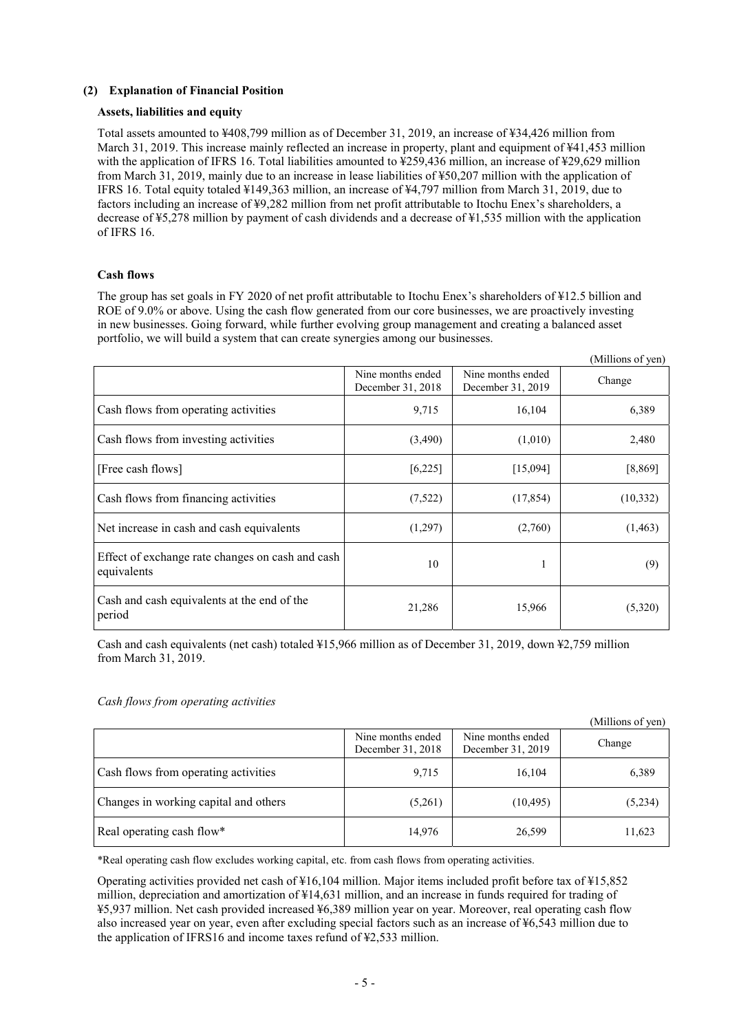## (2) Explanation of Financial Position

### Assets, liabilities and equity

Total assets amounted to ¥408,799 million as of December 31, 2019, an increase of ¥34,426 million from March 31, 2019. This increase mainly reflected an increase in property, plant and equipment of ¥41,453 million with the application of IFRS 16. Total liabilities amounted to ¥259,436 million, an increase of ¥29,629 million from March 31, 2019, mainly due to an increase in lease liabilities of ¥50,207 million with the application of IFRS 16. Total equity totaled ¥149,363 million, an increase of ¥4,797 million from March 31, 2019, due to factors including an increase of ¥9,282 million from net profit attributable to Itochu Enex's shareholders, a decrease of ¥5,278 million by payment of cash dividends and a decrease of ¥1,535 million with the application of IFRS 16.

### Cash flows

The group has set goals in FY 2020 of net profit attributable to Itochu Enex's shareholders of ¥12.5 billion and ROE of 9.0% or above. Using the cash flow generated from our core businesses, we are proactively investing in new businesses. Going forward, while further evolving group management and creating a balanced asset portfolio, we will build a system that can create synergies among our businesses.

(Millions of yen)

| | Nine months ended December 31, 2018 | Nine months ended December 31, 2019 | Change |
|---|---|---|---|
| Cash flows from operating activities | 9,715 | 16,104 | 6,389 |
| Cash flows from investing activities | (3,490) | (1,010) | 2,480 |
| [Free cash flows] | [6,225] | [15,094] | [8,869] |
| Cash flows from financing activities | (7,522) | (17,854) | (10,332) |
| Net increase in cash and cash equivalents | (1,297) | (2,760) | (1,463) |
| Effect of exchange rate changes on cash and cash equivalents | 10 | 1 | (9) |
| Cash and cash equivalents at the end of the period | 21,286 | 15,966 | (5,320) |

Cash and cash equivalents (net cash) totaled ¥15,966 million as of December 31, 2019, down ¥2,759 million from March 31, 2019.

*Cash flows from operating activities*

(Millions of yen)

| | Nine months ended December 31, 2018 | Nine months ended December 31, 2019 | Change |
|---|---|---|---|
| Cash flows from operating activities | 9,715 | 16,104 | 6,389 |
| Changes in working capital and others | (5,261) | (10,495) | (5,234) |
| Real operating cash flow* | 14,976 | 26,599 | 11,623 |

*Real operating cash flow excludes working capital, etc. from cash flows from operating activities.

Operating activities provided net cash of ¥16,104 million. Major items included profit before tax of ¥15,852 million, depreciation and amortization of ¥14,631 million, and an increase in funds required for trading of ¥5,937 million. Net cash provided increased ¥6,389 million year on year. Moreover, real operating cash flow also increased year on year, even after excluding special factors such as an increase of ¥6,543 million due to the application of IFRS16 and income taxes refund of ¥2,533 million.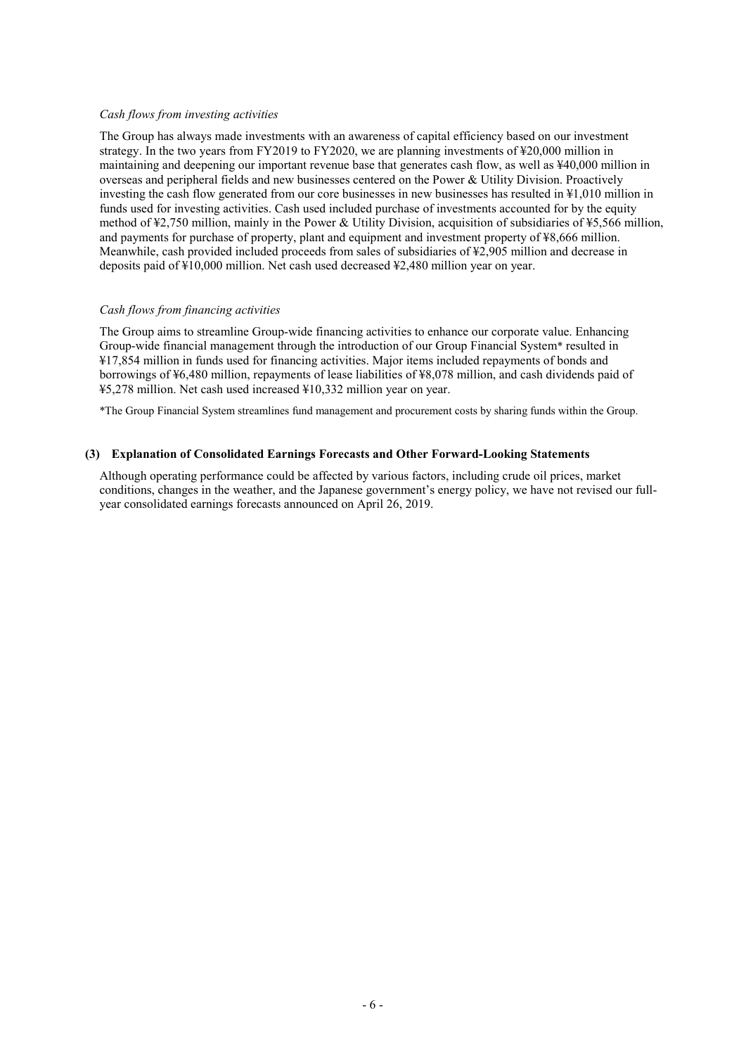*Cash flows from investing activities*

The Group has always made investments with an awareness of capital efficiency based on our investment strategy. In the two years from FY2019 to FY2020, we are planning investments of ¥20,000 million in maintaining and deepening our important revenue base that generates cash flow, as well as ¥40,000 million in overseas and peripheral fields and new businesses centered on the Power & Utility Division. Proactively investing the cash flow generated from our core businesses in new businesses has resulted in ¥1,010 million in funds used for investing activities. Cash used included purchase of investments accounted for by the equity method of ¥2,750 million, mainly in the Power & Utility Division, acquisition of subsidiaries of ¥5,566 million, and payments for purchase of property, plant and equipment and investment property of ¥8,666 million. Meanwhile, cash provided included proceeds from sales of subsidiaries of ¥2,905 million and decrease in deposits paid of ¥10,000 million. Net cash used decreased ¥2,480 million year on year.

*Cash flows from financing activities*

The Group aims to streamline Group-wide financing activities to enhance our corporate value. Enhancing Group-wide financial management through the introduction of our Group Financial System* resulted in ¥17,854 million in funds used for financing activities. Major items included repayments of bonds and borrowings of ¥6,480 million, repayments of lease liabilities of ¥8,078 million, and cash dividends paid of ¥5,278 million. Net cash used increased ¥10,332 million year on year.

*The Group Financial System streamlines fund management and procurement costs by sharing funds within the Group.

### (3) Explanation of Consolidated Earnings Forecasts and Other Forward-Looking Statements

Although operating performance could be affected by various factors, including crude oil prices, market conditions, changes in the weather, and the Japanese government's energy policy, we have not revised our full-year consolidated earnings forecasts announced on April 26, 2019.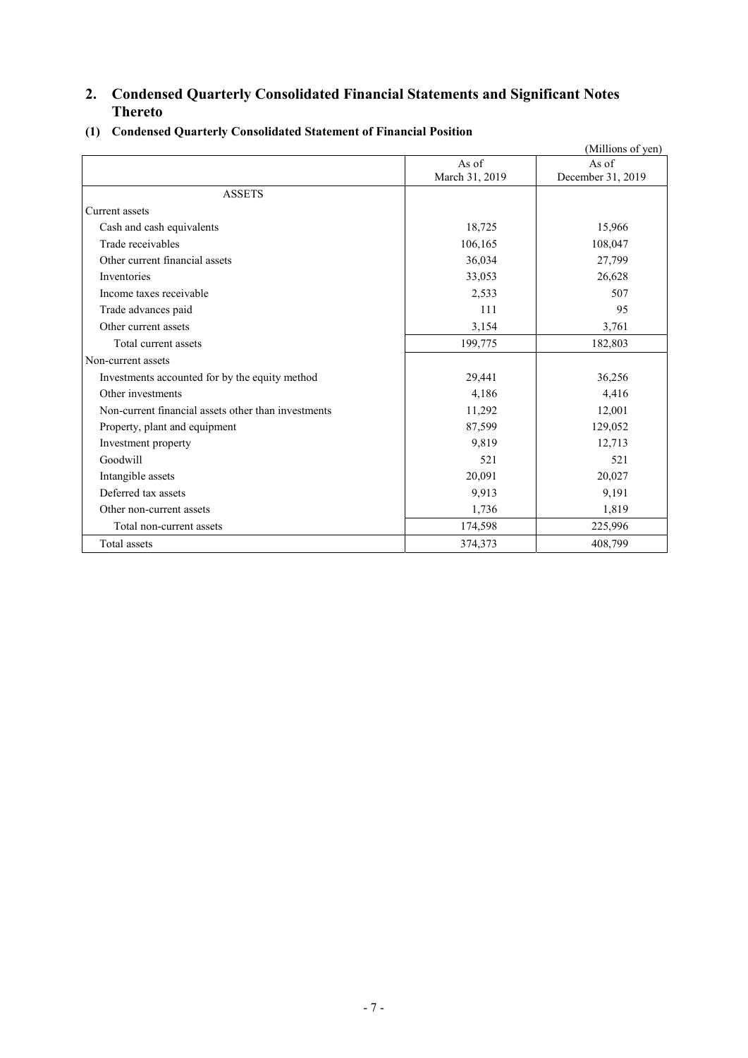## 2. Condensed Quarterly Consolidated Financial Statements and Significant Notes Thereto

### (1) Condensed Quarterly Consolidated Statement of Financial Position

(Millions of yen)

| | As of March 31, 2019 | As of December 31, 2019 |
|---|---|---|
| ASSETS | | |
| Current assets | | |
| Cash and cash equivalents | 18,725 | 15,966 |
| Trade receivables | 106,165 | 108,047 |
| Other current financial assets | 36,034 | 27,799 |
| Inventories | 33,053 | 26,628 |
| Income taxes receivable | 2,533 | 507 |
| Trade advances paid | 111 | 95 |
| Other current assets | 3,154 | 3,761 |
| Total current assets | 199,775 | 182,803 |
| Non-current assets | | |
| Investments accounted for by the equity method | 29,441 | 36,256 |
| Other investments | 4,186 | 4,416 |
| Non-current financial assets other than investments | 11,292 | 12,001 |
| Property, plant and equipment | 87,599 | 129,052 |
| Investment property | 9,819 | 12,713 |
| Goodwill | 521 | 521 |
| Intangible assets | 20,091 | 20,027 |
| Deferred tax assets | 9,913 | 9,191 |
| Other non-current assets | 1,736 | 1,819 |
| Total non-current assets | 174,598 | 225,996 |
| Total assets | 374,373 | 408,799 |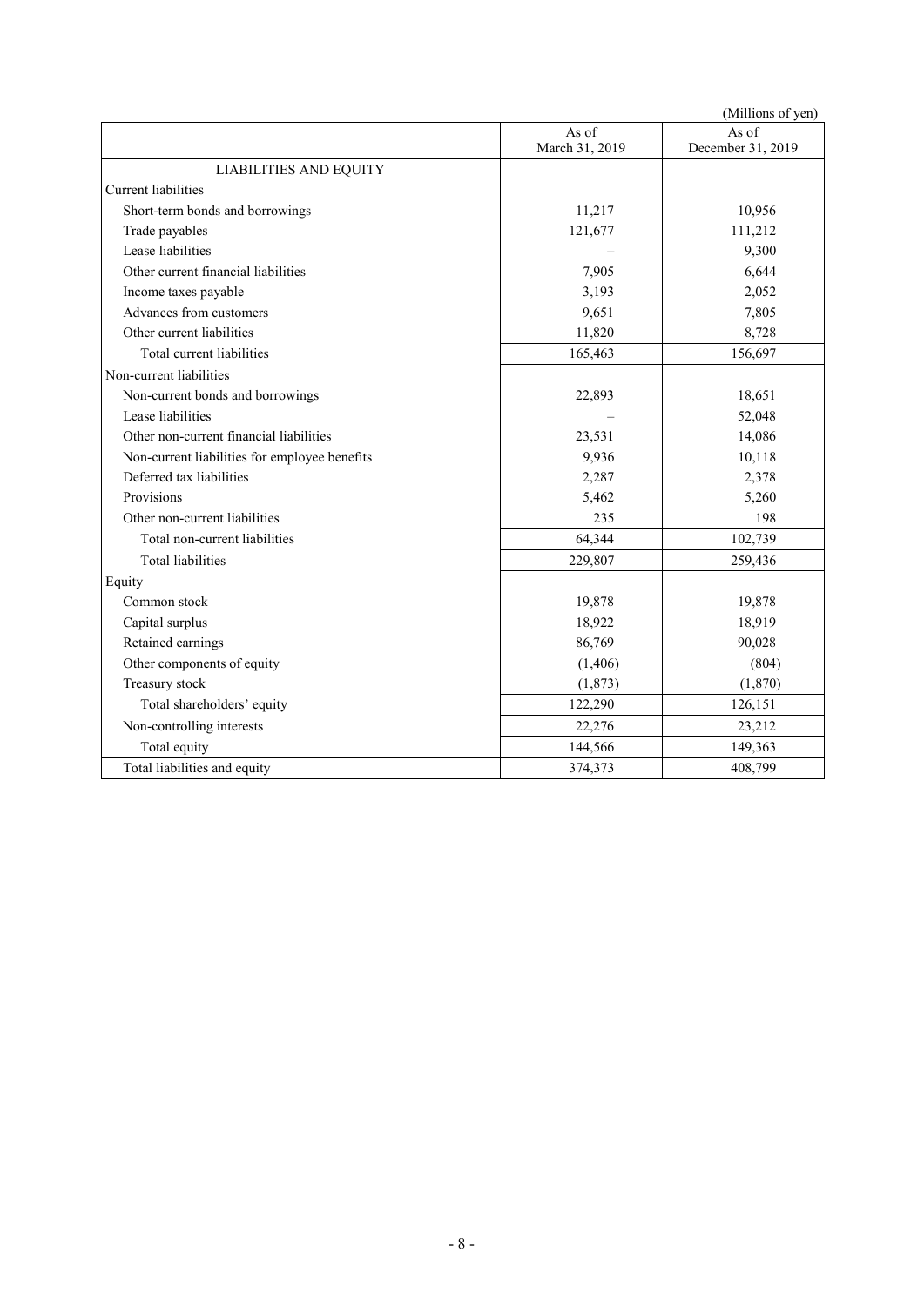(Millions of yen)

|  | As of March 31, 2019 | As of December 31, 2019 |
|---|---|---|
| LIABILITIES AND EQUITY | | |
| Current liabilities | | |
| Short-term bonds and borrowings | 11,217 | 10,956 |
| Trade payables | 121,677 | 111,212 |
| Lease liabilities | – | 9,300 |
| Other current financial liabilities | 7,905 | 6,644 |
| Income taxes payable | 3,193 | 2,052 |
| Advances from customers | 9,651 | 7,805 |
| Other current liabilities | 11,820 | 8,728 |
| Total current liabilities | 165,463 | 156,697 |
| Non-current liabilities | | |
| Non-current bonds and borrowings | 22,893 | 18,651 |
| Lease liabilities | – | 52,048 |
| Other non-current financial liabilities | 23,531 | 14,086 |
| Non-current liabilities for employee benefits | 9,936 | 10,118 |
| Deferred tax liabilities | 2,287 | 2,378 |
| Provisions | 5,462 | 5,260 |
| Other non-current liabilities | 235 | 198 |
| Total non-current liabilities | 64,344 | 102,739 |
| Total liabilities | 229,807 | 259,436 |
| Equity | | |
| Common stock | 19,878 | 19,878 |
| Capital surplus | 18,922 | 18,919 |
| Retained earnings | 86,769 | 90,028 |
| Other components of equity | (1,406) | (804) |
| Treasury stock | (1,873) | (1,870) |
| Total shareholders' equity | 122,290 | 126,151 |
| Non-controlling interests | 22,276 | 23,212 |
| Total equity | 144,566 | 149,363 |
| Total liabilities and equity | 374,373 | 408,799 |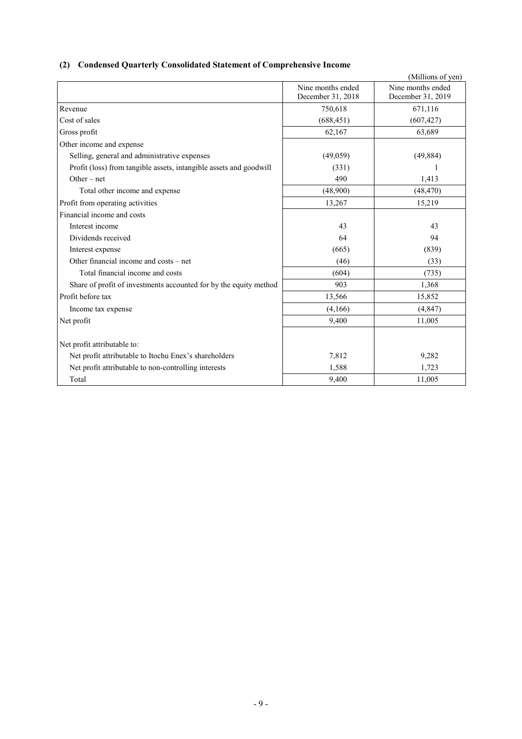## (2) Condensed Quarterly Consolidated Statement of Comprehensive Income

(Millions of yen)

| | Nine months ended December 31, 2018 | Nine months ended December 31, 2019 |
|---|---|---|
| Revenue | 750,618 | 671,116 |
| Cost of sales | (688,451) | (607,427) |
| Gross profit | 62,167 | 63,689 |
| Other income and expense | | |
| Selling, general and administrative expenses | (49,059) | (49,884) |
| Profit (loss) from tangible assets, intangible assets and goodwill | (331) | 1 |
| Other – net | 490 | 1,413 |
| Total other income and expense | (48,900) | (48,470) |
| Profit from operating activities | 13,267 | 15,219 |
| Financial income and costs | | |
| Interest income | 43 | 43 |
| Dividends received | 64 | 94 |
| Interest expense | (665) | (839) |
| Other financial income and costs – net | (46) | (33) |
| Total financial income and costs | (604) | (735) |
| Share of profit of investments accounted for by the equity method | 903 | 1,368 |
| Profit before tax | 13,566 | 15,852 |
| Income tax expense | (4,166) | (4,847) |
| Net profit | 9,400 | 11,005 |
| Net profit attributable to: | | |
| Net profit attributable to Itochu Enex's shareholders | 7,812 | 9,282 |
| Net profit attributable to non-controlling interests | 1,588 | 1,723 |
| Total | 9,400 | 11,005 |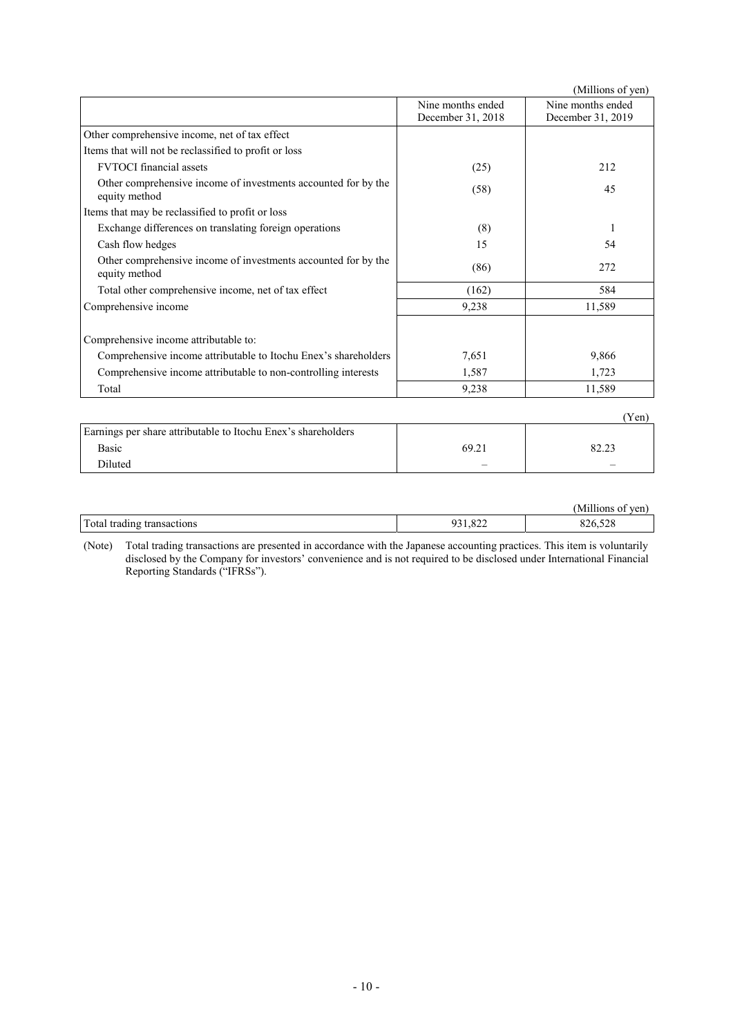(Millions of yen)

| | Nine months ended December 31, 2018 | Nine months ended December 31, 2019 |
|---|---|---|
| Other comprehensive income, net of tax effect | | |
| Items that will not be reclassified to profit or loss | | |
| FVTOCI financial assets | (25) | 212 |
| Other comprehensive income of investments accounted for by the equity method | (58) | 45 |
| Items that may be reclassified to profit or loss | | |
| Exchange differences on translating foreign operations | (8) | 1 |
| Cash flow hedges | 15 | 54 |
| Other comprehensive income of investments accounted for by the equity method | (86) | 272 |
| Total other comprehensive income, net of tax effect | (162) | 584 |
| Comprehensive income | 9,238 | 11,589 |
| Comprehensive income attributable to: | | |
| Comprehensive income attributable to Itochu Enex's shareholders | 7,651 | 9,866 |
| Comprehensive income attributable to non-controlling interests | 1,587 | 1,723 |
| Total | 9,238 | 11,589 |

(Yen)

| | | |
|---|---|---|
| Earnings per share attributable to Itochu Enex's shareholders | | |
| Basic | 69.21 | 82.23 |
| Diluted | – | – |

(Millions of yen)

| | | |
|---|---|---|
| Total trading transactions | 931,822 | 826,528 |

(Note) Total trading transactions are presented in accordance with the Japanese accounting practices. This item is voluntarily disclosed by the Company for investors' convenience and is not required to be disclosed under International Financial Reporting Standards ("IFRSs").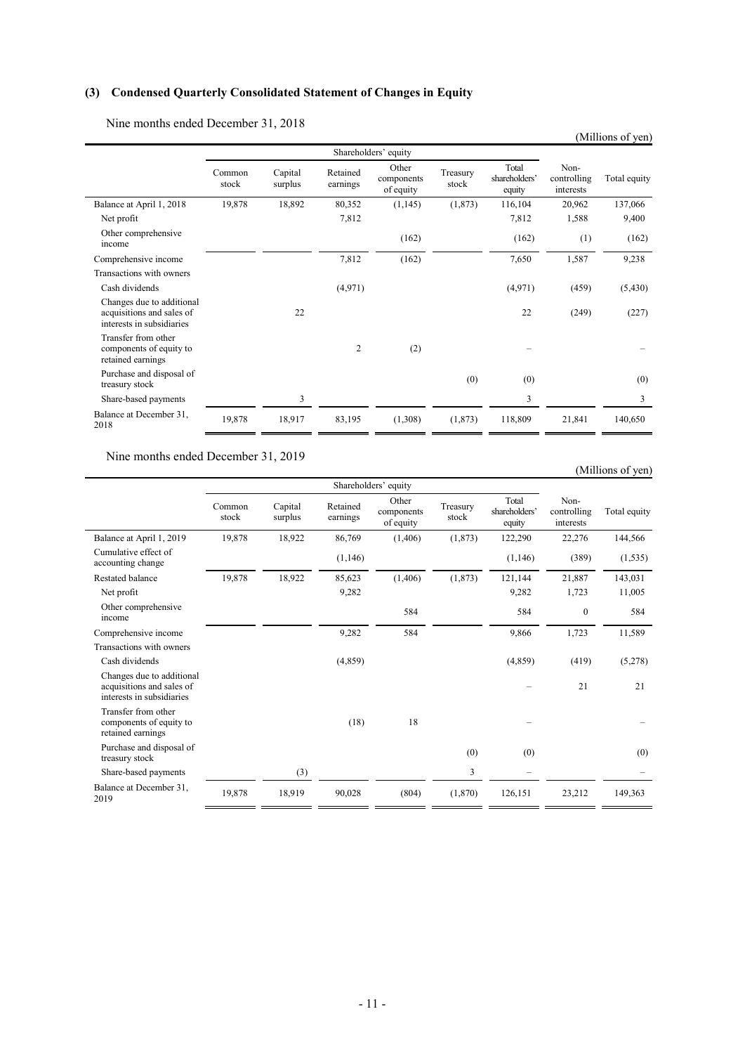### (3) Condensed Quarterly Consolidated Statement of Changes in Equity

Nine months ended December 31, 2018

(Millions of yen)

| | Shareholders' equity | | | | | | | |
|---|---|---|---|---|---|---|---|---|
| | Common stock | Capital surplus | Retained earnings | Other components of equity | Treasury stock | Total shareholders' equity | Non-controlling interests | Total equity |
| Balance at April 1, 2018 | 19,878 | 18,892 | 80,352 | (1,145) | (1,873) | 116,104 | 20,962 | 137,066 |
| Net profit | | | 7,812 | | | 7,812 | 1,588 | 9,400 |
| Other comprehensive income | | | | (162) | | (162) | (1) | (162) |
| Comprehensive income | | | 7,812 | (162) | | 7,650 | 1,587 | 9,238 |
| Transactions with owners | | | | | | | | |
| Cash dividends | | | (4,971) | | | (4,971) | (459) | (5,430) |
| Changes due to additional acquisitions and sales of interests in subsidiaries | | 22 | | | | 22 | (249) | (227) |
| Transfer from other components of equity to retained earnings | | | 2 | (2) | | – | | – |
| Purchase and disposal of treasury stock | | | | | (0) | (0) | | (0) |
| Share-based payments | | 3 | | | | 3 | | 3 |
| Balance at December 31, 2018 | 19,878 | 18,917 | 83,195 | (1,308) | (1,873) | 118,809 | 21,841 | 140,650 |

Nine months ended December 31, 2019

(Millions of yen)

| | Shareholders' equity | | | | | | | |
|---|---|---|---|---|---|---|---|---|
| | Common stock | Capital surplus | Retained earnings | Other components of equity | Treasury stock | Total shareholders' equity | Non-controlling interests | Total equity |
| Balance at April 1, 2019 | 19,878 | 18,922 | 86,769 | (1,406) | (1,873) | 122,290 | 22,276 | 144,566 |
| Cumulative effect of accounting change | | | (1,146) | | | (1,146) | (389) | (1,535) |
| Restated balance | 19,878 | 18,922 | 85,623 | (1,406) | (1,873) | 121,144 | 21,887 | 143,031 |
| Net profit | | | 9,282 | | | 9,282 | 1,723 | 11,005 |
| Other comprehensive income | | | | 584 | | 584 | 0 | 584 |
| Comprehensive income | | | 9,282 | 584 | | 9,866 | 1,723 | 11,589 |
| Transactions with owners | | | | | | | | |
| Cash dividends | | | (4,859) | | | (4,859) | (419) | (5,278) |
| Changes due to additional acquisitions and sales of interests in subsidiaries | | | | | | – | 21 | 21 |
| Transfer from other components of equity to retained earnings | | | (18) | 18 | | – | | – |
| Purchase and disposal of treasury stock | | | | | (0) | (0) | | (0) |
| Share-based payments | | (3) | | | 3 | – | | – |
| Balance at December 31, 2019 | 19,878 | 18,919 | 90,028 | (804) | (1,870) | 126,151 | 23,212 | 149,363 |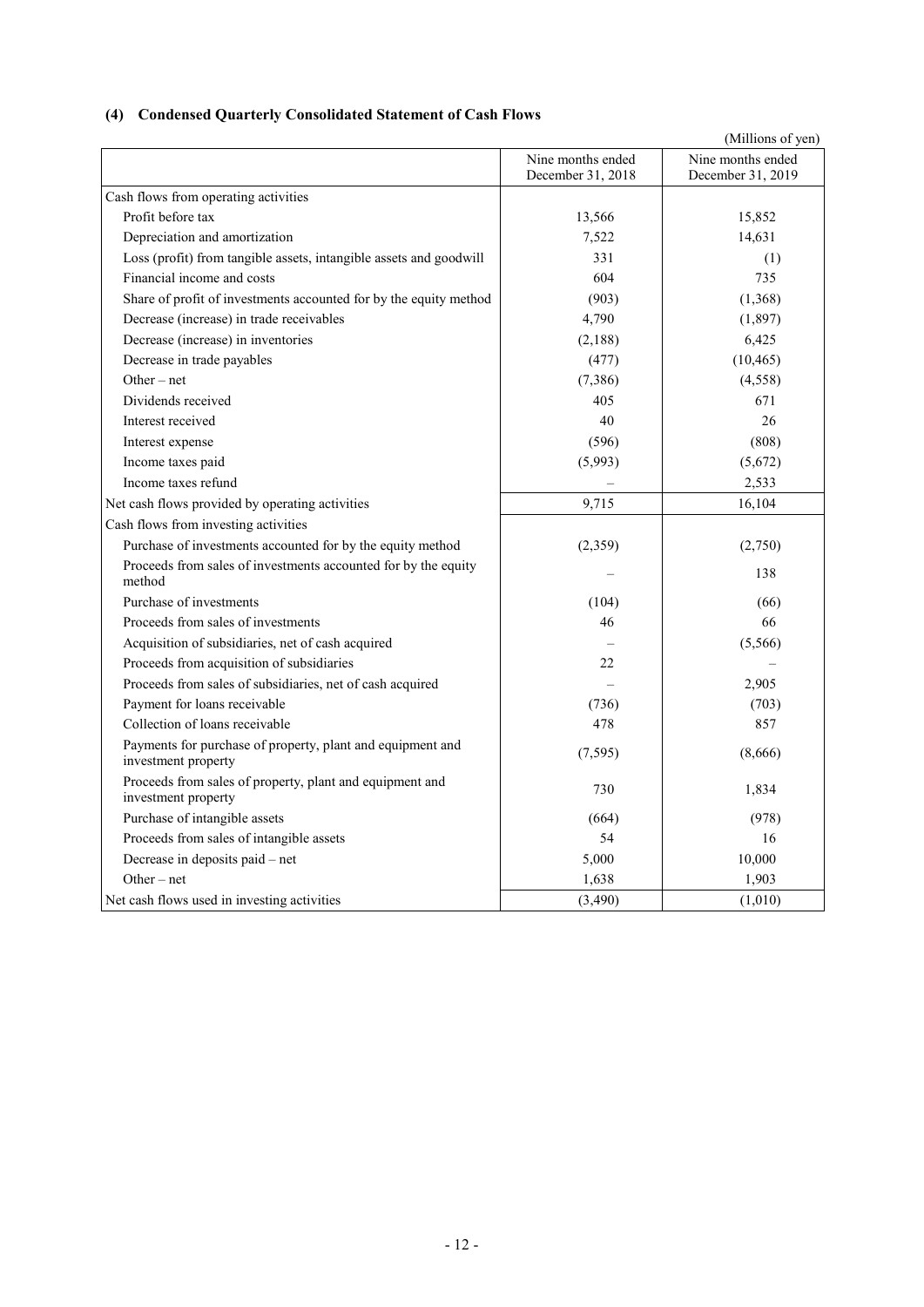### (4) Condensed Quarterly Consolidated Statement of Cash Flows

(Millions of yen)

| | Nine months ended December 31, 2018 | Nine months ended December 31, 2019 |
|---|---|---|
| Cash flows from operating activities | | |
| Profit before tax | 13,566 | 15,852 |
| Depreciation and amortization | 7,522 | 14,631 |
| Loss (profit) from tangible assets, intangible assets and goodwill | 331 | (1) |
| Financial income and costs | 604 | 735 |
| Share of profit of investments accounted for by the equity method | (903) | (1,368) |
| Decrease (increase) in trade receivables | 4,790 | (1,897) |
| Decrease (increase) in inventories | (2,188) | 6,425 |
| Decrease in trade payables | (477) | (10,465) |
| Other – net | (7,386) | (4,558) |
| Dividends received | 405 | 671 |
| Interest received | 40 | 26 |
| Interest expense | (596) | (808) |
| Income taxes paid | (5,993) | (5,672) |
| Income taxes refund | – | 2,533 |
| Net cash flows provided by operating activities | 9,715 | 16,104 |
| Cash flows from investing activities | | |
| Purchase of investments accounted for by the equity method | (2,359) | (2,750) |
| Proceeds from sales of investments accounted for by the equity method | – | 138 |
| Purchase of investments | (104) | (66) |
| Proceeds from sales of investments | 46 | 66 |
| Acquisition of subsidiaries, net of cash acquired | – | (5,566) |
| Proceeds from acquisition of subsidiaries | 22 | – |
| Proceeds from sales of subsidiaries, net of cash acquired | – | 2,905 |
| Payment for loans receivable | (736) | (703) |
| Collection of loans receivable | 478 | 857 |
| Payments for purchase of property, plant and equipment and investment property | (7,595) | (8,666) |
| Proceeds from sales of property, plant and equipment and investment property | 730 | 1,834 |
| Purchase of intangible assets | (664) | (978) |
| Proceeds from sales of intangible assets | 54 | 16 |
| Decrease in deposits paid – net | 5,000 | 10,000 |
| Other – net | 1,638 | 1,903 |
| Net cash flows used in investing activities | (3,490) | (1,010) |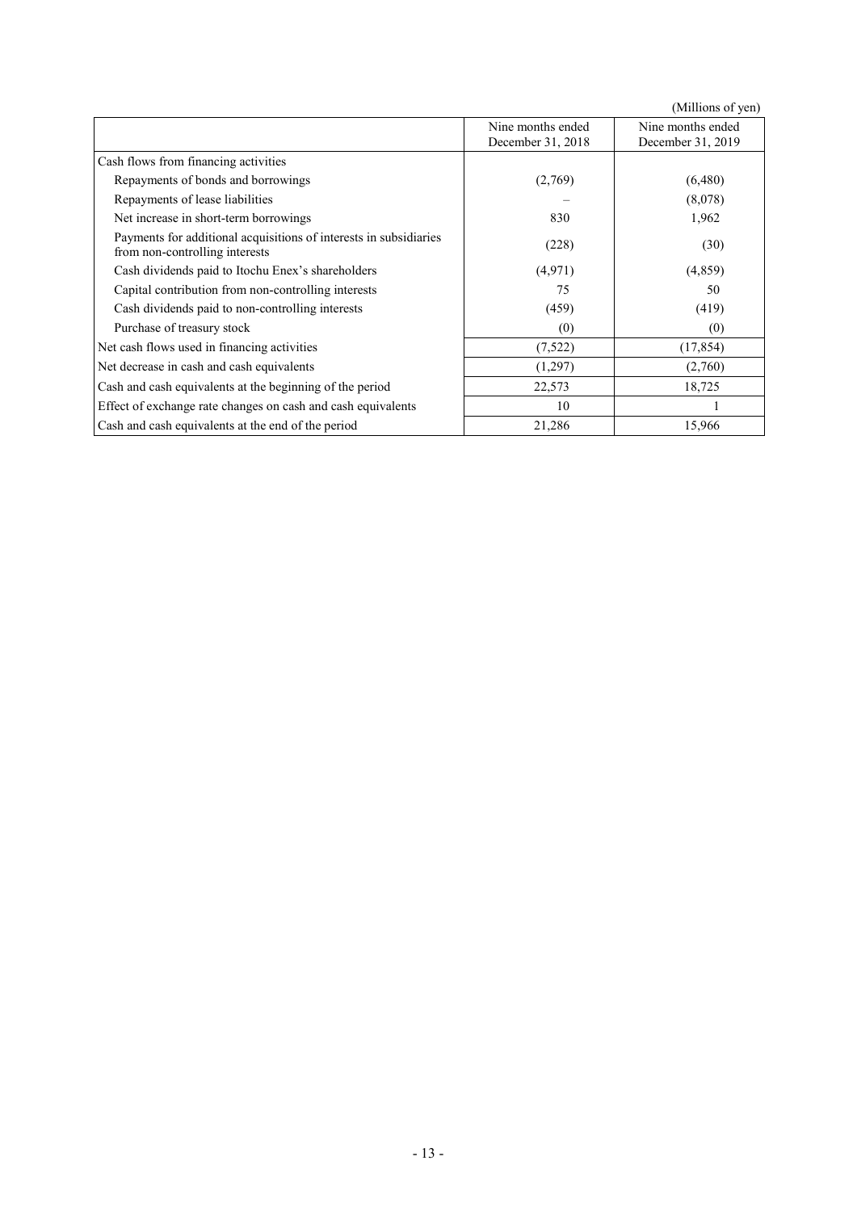(Millions of yen)

| | Nine months ended December 31, 2018 | Nine months ended December 31, 2019 |
|---|---|---|
| Cash flows from financing activities | | |
| Repayments of bonds and borrowings | (2,769) | (6,480) |
| Repayments of lease liabilities | – | (8,078) |
| Net increase in short-term borrowings | 830 | 1,962 |
| Payments for additional acquisitions of interests in subsidiaries from non-controlling interests | (228) | (30) |
| Cash dividends paid to Itochu Enex's shareholders | (4,971) | (4,859) |
| Capital contribution from non-controlling interests | 75 | 50 |
| Cash dividends paid to non-controlling interests | (459) | (419) |
| Purchase of treasury stock | (0) | (0) |
| Net cash flows used in financing activities | (7,522) | (17,854) |
| Net decrease in cash and cash equivalents | (1,297) | (2,760) |
| Cash and cash equivalents at the beginning of the period | 22,573 | 18,725 |
| Effect of exchange rate changes on cash and cash equivalents | 10 | 1 |
| Cash and cash equivalents at the end of the period | 21,286 | 15,966 |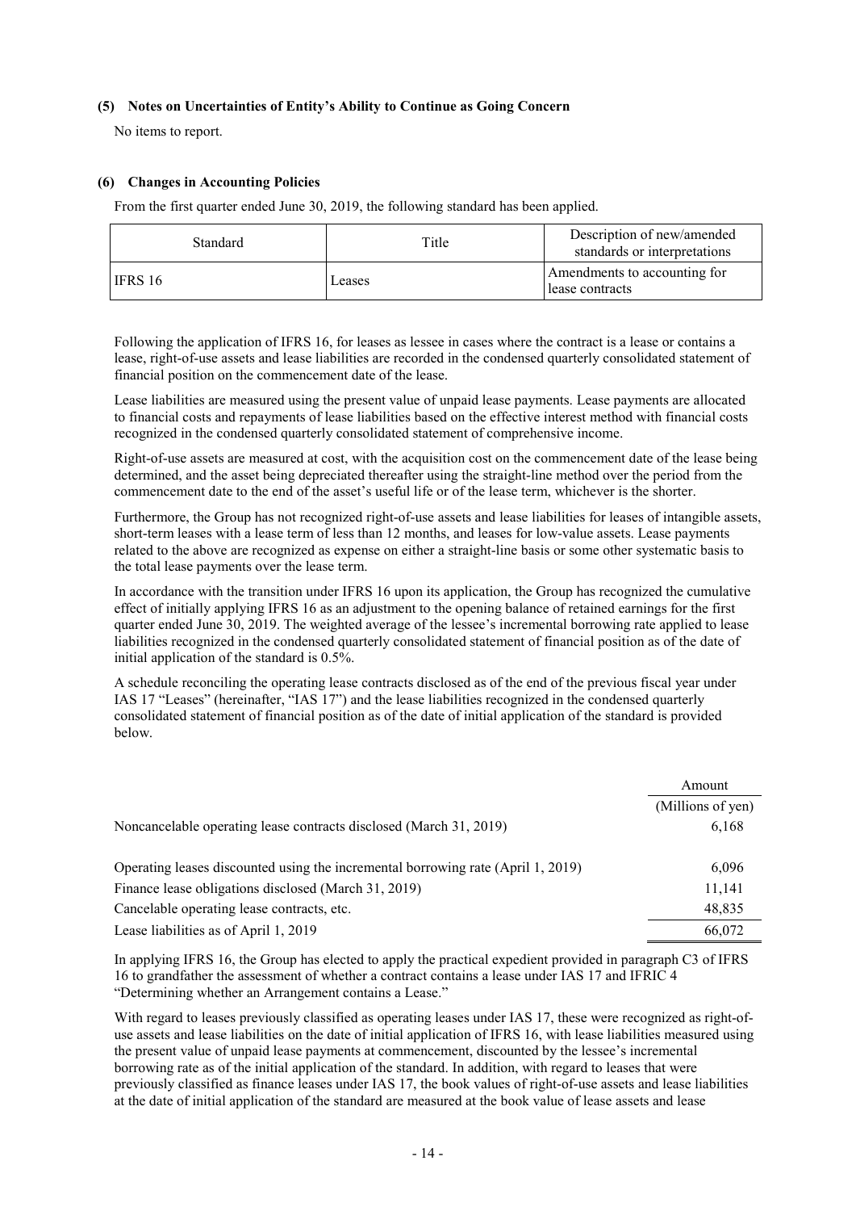### (5) Notes on Uncertainties of Entity's Ability to Continue as Going Concern

No items to report.

### (6) Changes in Accounting Policies

From the first quarter ended June 30, 2019, the following standard has been applied.

| Standard | Title | Description of new/amended standards or interpretations |
|---|---|---|
| IFRS 16 | Leases | Amendments to accounting for lease contracts |

Following the application of IFRS 16, for leases as lessee in cases where the contract is a lease or contains a lease, right-of-use assets and lease liabilities are recorded in the condensed quarterly consolidated statement of financial position on the commencement date of the lease.

Lease liabilities are measured using the present value of unpaid lease payments. Lease payments are allocated to financial costs and repayments of lease liabilities based on the effective interest method with financial costs recognized in the condensed quarterly consolidated statement of comprehensive income.

Right-of-use assets are measured at cost, with the acquisition cost on the commencement date of the lease being determined, and the asset being depreciated thereafter using the straight-line method over the period from the commencement date to the end of the asset's useful life or of the lease term, whichever is the shorter.

Furthermore, the Group has not recognized right-of-use assets and lease liabilities for leases of intangible assets, short-term leases with a lease term of less than 12 months, and leases for low-value assets. Lease payments related to the above are recognized as expense on either a straight-line basis or some other systematic basis to the total lease payments over the lease term.

In accordance with the transition under IFRS 16 upon its application, the Group has recognized the cumulative effect of initially applying IFRS 16 as an adjustment to the opening balance of retained earnings for the first quarter ended June 30, 2019. The weighted average of the lessee's incremental borrowing rate applied to lease liabilities recognized in the condensed quarterly consolidated statement of financial position as of the date of initial application of the standard is 0.5%.

A schedule reconciling the operating lease contracts disclosed as of the end of the previous fiscal year under IAS 17 "Leases" (hereinafter, "IAS 17") and the lease liabilities recognized in the condensed quarterly consolidated statement of financial position as of the date of initial application of the standard is provided below.

| | Amount (Millions of yen) |
|---|---|
| Noncancelable operating lease contracts disclosed (March 31, 2019) | 6,168 |
| Operating leases discounted using the incremental borrowing rate (April 1, 2019) | 6,096 |
| Finance lease obligations disclosed (March 31, 2019) | 11,141 |
| Cancelable operating lease contracts, etc. | 48,835 |
| Lease liabilities as of April 1, 2019 | 66,072 |

In applying IFRS 16, the Group has elected to apply the practical expedient provided in paragraph C3 of IFRS 16 to grandfather the assessment of whether a contract contains a lease under IAS 17 and IFRIC 4 "Determining whether an Arrangement contains a Lease."

With regard to leases previously classified as operating leases under IAS 17, these were recognized as right-of-use assets and lease liabilities on the date of initial application of IFRS 16, with lease liabilities measured using the present value of unpaid lease payments at commencement, discounted by the lessee's incremental borrowing rate as of the initial application of the standard. In addition, with regard to leases that were previously classified as finance leases under IAS 17, the book values of right-of-use assets and lease liabilities at the date of initial application of the standard are measured at the book value of lease assets and lease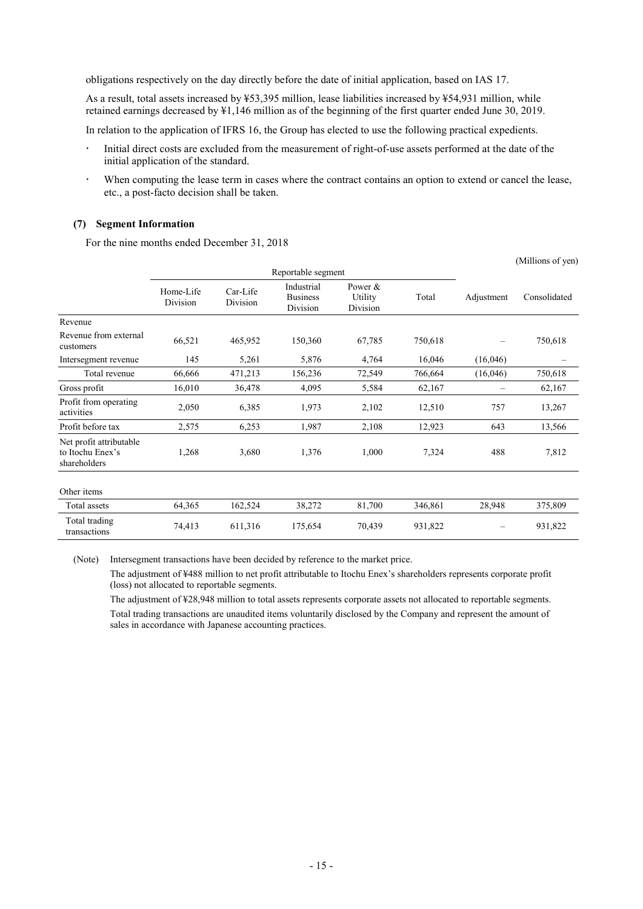obligations respectively on the day directly before the date of initial application, based on IAS 17.

As a result, total assets increased by ¥53,395 million, lease liabilities increased by ¥54,931 million, while retained earnings decreased by ¥1,146 million as of the beginning of the first quarter ended June 30, 2019.

In relation to the application of IFRS 16, the Group has elected to use the following practical expedients.

- Initial direct costs are excluded from the measurement of right-of-use assets performed at the date of the initial application of the standard.
- When computing the lease term in cases where the contract contains an option to extend or cancel the lease, etc., a post-facto decision shall be taken.

### (7) Segment Information

For the nine months ended December 31, 2018

(Millions of yen)

| | Reportable segment | | | | | | |
|---|---|---|---|---|---|---|---|
| | Home-Life Division | Car-Life Division | Industrial Business Division | Power & Utility Division | Total | Adjustment | Consolidated |
| Revenue | | | | | | | |
| Revenue from external customers | 66,521 | 465,952 | 150,360 | 67,785 | 750,618 | – | 750,618 |
| Intersegment revenue | 145 | 5,261 | 5,876 | 4,764 | 16,046 | (16,046) | – |
| Total revenue | 66,666 | 471,213 | 156,236 | 72,549 | 766,664 | (16,046) | 750,618 |
| Gross profit | 16,010 | 36,478 | 4,095 | 5,584 | 62,167 | – | 62,167 |
| Profit from operating activities | 2,050 | 6,385 | 1,973 | 2,102 | 12,510 | 757 | 13,267 |
| Profit before tax | 2,575 | 6,253 | 1,987 | 2,108 | 12,923 | 643 | 13,566 |
| Net profit attributable to Itochu Enex's shareholders | 1,268 | 3,680 | 1,376 | 1,000 | 7,324 | 488 | 7,812 |
| Other items | | | | | | | |
| Total assets | 64,365 | 162,524 | 38,272 | 81,700 | 346,861 | 28,948 | 375,809 |
| Total trading transactions | 74,413 | 611,316 | 175,654 | 70,439 | 931,822 | – | 931,822 |

(Note) Intersegment transactions have been decided by reference to the market price.

The adjustment of ¥488 million to net profit attributable to Itochu Enex's shareholders represents corporate profit (loss) not allocated to reportable segments.

The adjustment of ¥28,948 million to total assets represents corporate assets not allocated to reportable segments.

Total trading transactions are unaudited items voluntarily disclosed by the Company and represent the amount of sales in accordance with Japanese accounting practices.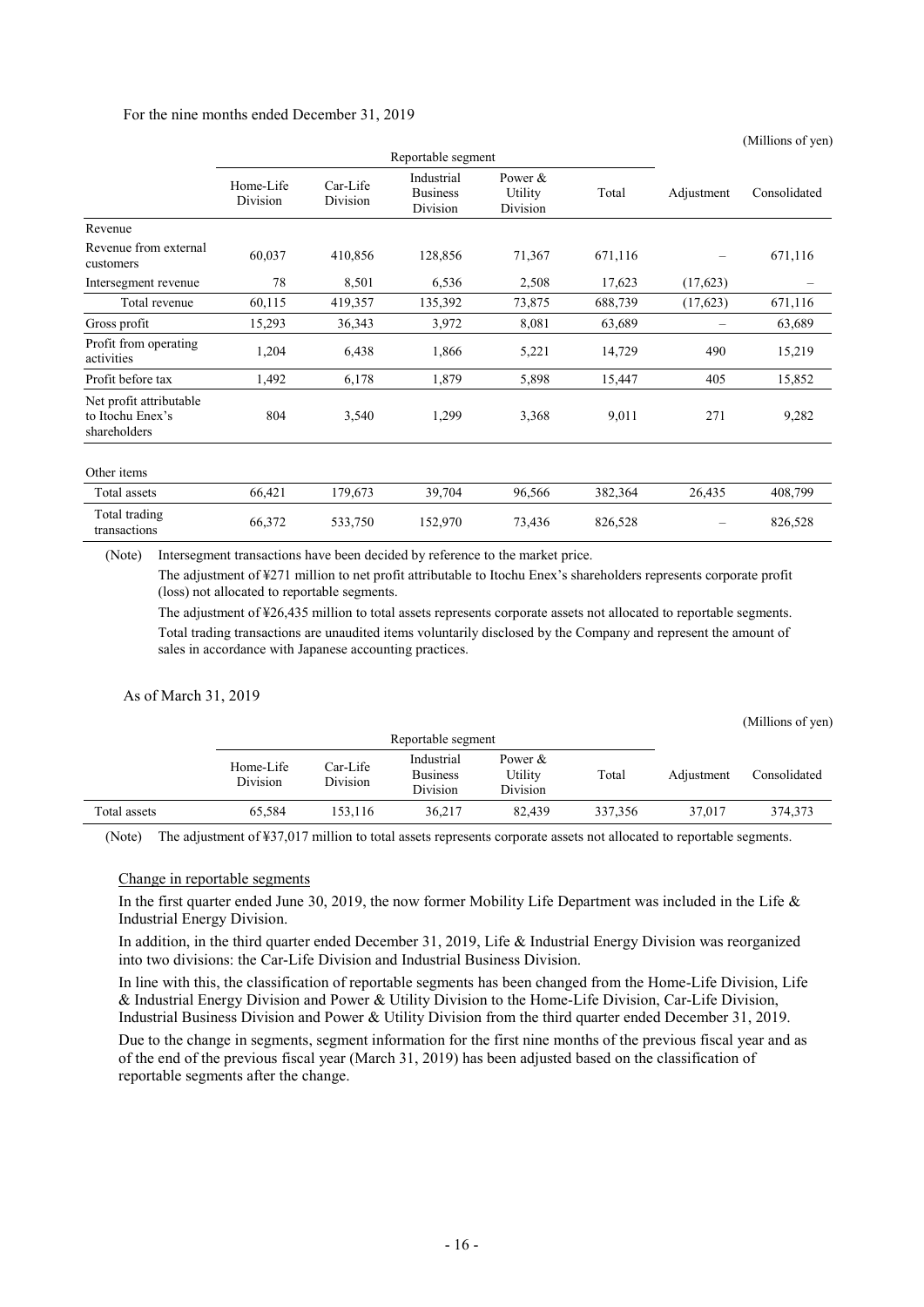For the nine months ended December 31, 2019

(Millions of yen)

| | Reportable segment | | | | | Adjustment | Consolidated |
|---|---|---|---|---|---|---|---|
| | Home-Life Division | Car-Life Division | Industrial Business Division | Power & Utility Division | Total | | |
| Revenue | | | | | | | |
| Revenue from external customers | 60,037 | 410,856 | 128,856 | 71,367 | 671,116 | – | 671,116 |
| Intersegment revenue | 78 | 8,501 | 6,536 | 2,508 | 17,623 | (17,623) | – |
| Total revenue | 60,115 | 419,357 | 135,392 | 73,875 | 688,739 | (17,623) | 671,116 |
| Gross profit | 15,293 | 36,343 | 3,972 | 8,081 | 63,689 | – | 63,689 |
| Profit from operating activities | 1,204 | 6,438 | 1,866 | 5,221 | 14,729 | 490 | 15,219 |
| Profit before tax | 1,492 | 6,178 | 1,879 | 5,898 | 15,447 | 405 | 15,852 |
| Net profit attributable to Itochu Enex's shareholders | 804 | 3,540 | 1,299 | 3,368 | 9,011 | 271 | 9,282 |
| Other items | | | | | | | |
| Total assets | 66,421 | 179,673 | 39,704 | 96,566 | 382,364 | 26,435 | 408,799 |
| Total trading transactions | 66,372 | 533,750 | 152,970 | 73,436 | 826,528 | – | 826,528 |

(Note) Intersegment transactions have been decided by reference to the market price.

The adjustment of ¥271 million to net profit attributable to Itochu Enex's shareholders represents corporate profit (loss) not allocated to reportable segments.

The adjustment of ¥26,435 million to total assets represents corporate assets not allocated to reportable segments.

Total trading transactions are unaudited items voluntarily disclosed by the Company and represent the amount of sales in accordance with Japanese accounting practices.

As of March 31, 2019

(Millions of yen)

| | Reportable segment | | | | | Adjustment | Consolidated |
|---|---|---|---|---|---|---|---|
| | Home-Life Division | Car-Life Division | Industrial Business Division | Power & Utility Division | Total | | |
| Total assets | 65,584 | 153,116 | 36,217 | 82,439 | 337,356 | 37,017 | 374,373 |

(Note) The adjustment of ¥37,017 million to total assets represents corporate assets not allocated to reportable segments.

Change in reportable segments

In the first quarter ended June 30, 2019, the now former Mobility Life Department was included in the Life & Industrial Energy Division.

In addition, in the third quarter ended December 31, 2019, Life & Industrial Energy Division was reorganized into two divisions: the Car-Life Division and Industrial Business Division.

In line with this, the classification of reportable segments has been changed from the Home-Life Division, Life & Industrial Energy Division and Power & Utility Division to the Home-Life Division, Car-Life Division, Industrial Business Division and Power & Utility Division from the third quarter ended December 31, 2019.

Due to the change in segments, segment information for the first nine months of the previous fiscal year and as of the end of the previous fiscal year (March 31, 2019) has been adjusted based on the classification of reportable segments after the change.